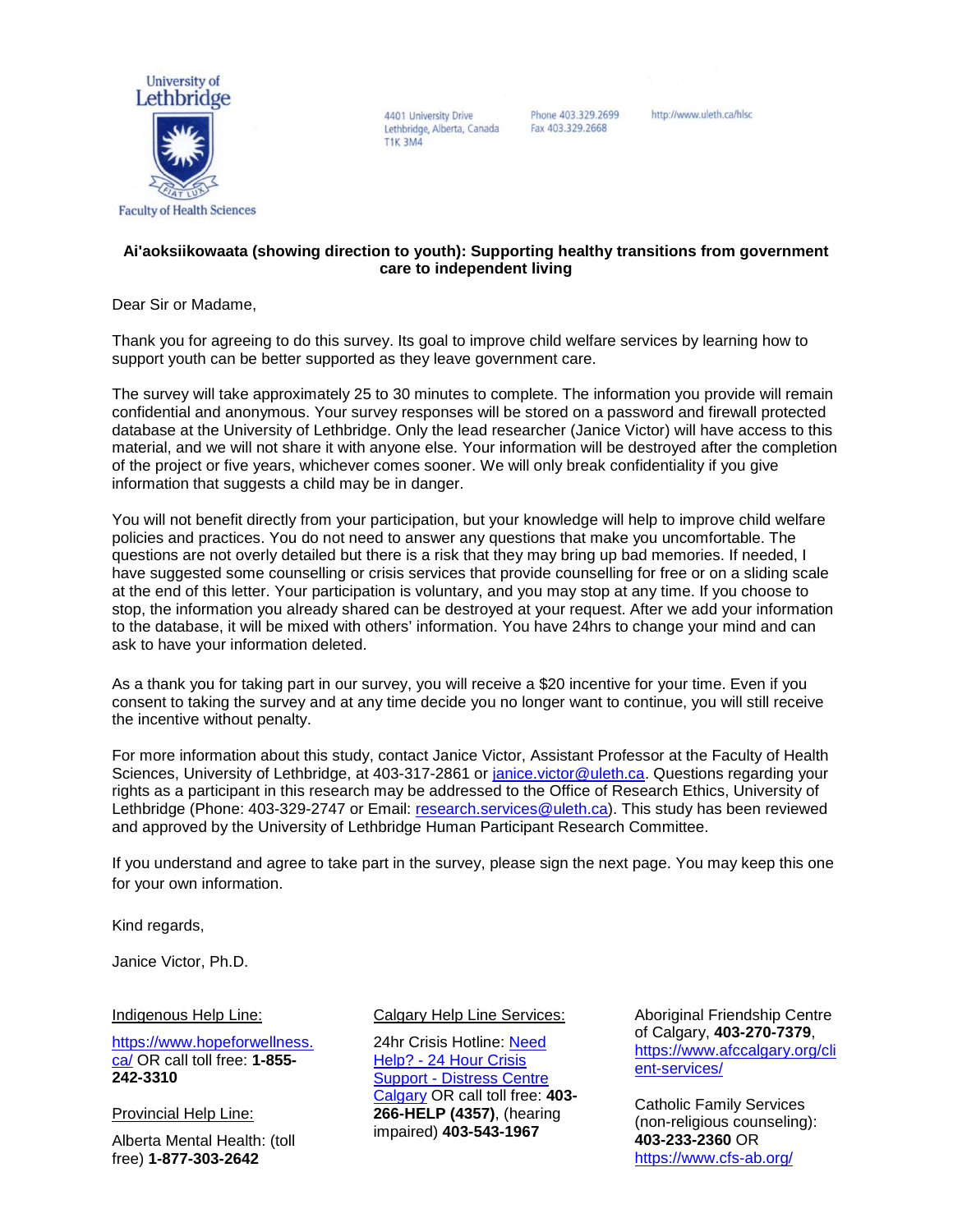University of Lethbridge

Faculty of Health Sciences

4401 University Drive
Lethbridge, Alberta, Canada
T1K 3M4

Phone 403.329.2699
Fax 403.329.2668

http://www.uleth.ca/hlsc

**Ai'aoksiikowaata (showing direction to youth): Supporting healthy transitions from government care to independent living**

Dear Sir or Madame,

Thank you for agreeing to do this survey. Its goal to improve child welfare services by learning how to support youth can be better supported as they leave government care.

The survey will take approximately 25 to 30 minutes to complete. The information you provide will remain confidential and anonymous. Your survey responses will be stored on a password and firewall protected database at the University of Lethbridge. Only the lead researcher (Janice Victor) will have access to this material, and we will not share it with anyone else. Your information will be destroyed after the completion of the project or five years, whichever comes sooner. We will only break confidentiality if you give information that suggests a child may be in danger.

You will not benefit directly from your participation, but your knowledge will help to improve child welfare policies and practices. You do not need to answer any questions that make you uncomfortable. The questions are not overly detailed but there is a risk that they may bring up bad memories. If needed, I have suggested some counselling or crisis services that provide counselling for free or on a sliding scale at the end of this letter. Your participation is voluntary, and you may stop at any time. If you choose to stop, the information you already shared can be destroyed at your request. After we add your information to the database, it will be mixed with others' information. You have 24hrs to change your mind and can ask to have your information deleted.

As a thank you for taking part in our survey, you will receive a $20 incentive for your time. Even if you consent to taking the survey and at any time decide you no longer want to continue, you will still receive the incentive without penalty.

For more information about this study, contact Janice Victor, Assistant Professor at the Faculty of Health Sciences, University of Lethbridge, at 403-317-2861 or janice.victor@uleth.ca. Questions regarding your rights as a participant in this research may be addressed to the Office of Research Ethics, University of Lethbridge (Phone: 403-329-2747 or Email: research.services@uleth.ca). This study has been reviewed and approved by the University of Lethbridge Human Participant Research Committee.

If you understand and agree to take part in the survey, please sign the next page. You may keep this one for your own information.

Kind regards,

Janice Victor, Ph.D.

Indigenous Help Line:

https://www.hopeforwellness.ca/ OR call toll free: **1-855-242-3310**

Provincial Help Line:

Alberta Mental Health: (toll free) **1-877-303-2642**

Calgary Help Line Services:

24hr Crisis Hotline: Need Help? - 24 Hour Crisis Support - Distress Centre Calgary OR call toll free: **403-266-HELP (4357)**, (hearing impaired) **403-543-1967**

Aboriginal Friendship Centre of Calgary, **403-270-7379**, https://www.afccalgary.org/client-services/

Catholic Family Services (non-religious counseling): **403-233-2360** OR https://www.cfs-ab.org/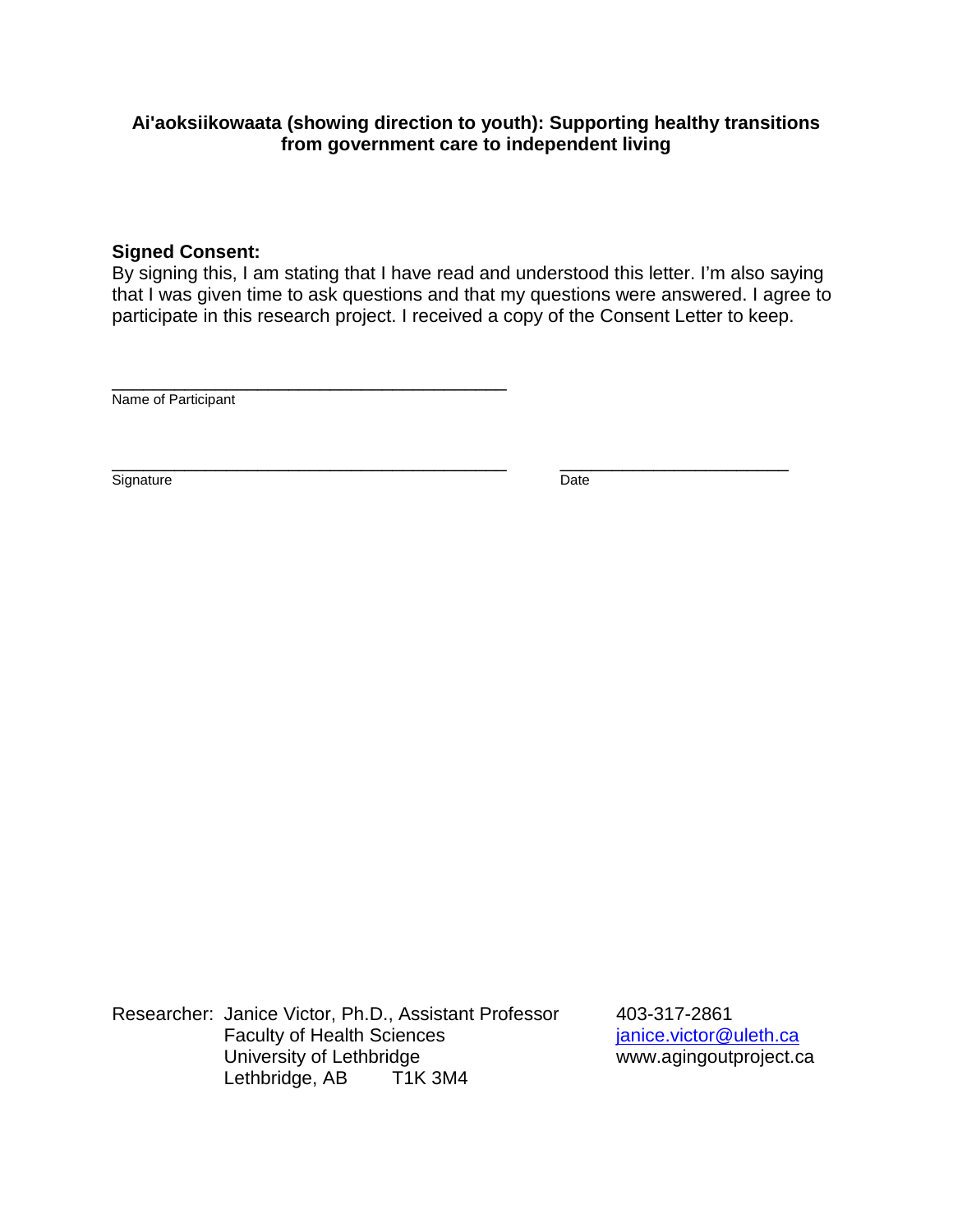**Ai'aoksiikowaata (showing direction to youth): Supporting healthy transitions from government care to independent living**

**Signed Consent:**
By signing this, I am stating that I have read and understood this letter. I'm also saying that I was given time to ask questions and that my questions were answered. I agree to participate in this research project. I received a copy of the Consent Letter to keep.

\_\_\_\_\_\_\_\_\_\_\_\_\_\_\_\_\_\_\_\_\_\_\_\_\_\_\_\_\_\_\_\_\_\_\_\_\_\_\_\_
Name of Participant

\_\_\_\_\_\_\_\_\_\_\_\_\_\_\_\_\_\_\_\_\_\_\_\_\_\_\_\_\_\_\_\_\_\_\_\_\_\_\_\_ \_\_\_\_\_\_\_\_\_\_\_\_\_\_\_\_\_\_\_\_\_\_\_\_
Signature Date

Researcher: Janice Victor, Ph.D., Assistant Professor
Faculty of Health Sciences
University of Lethbridge
Lethbridge, AB T1K 3M4

403-317-2861
janice.victor@uleth.ca
www.agingoutproject.ca